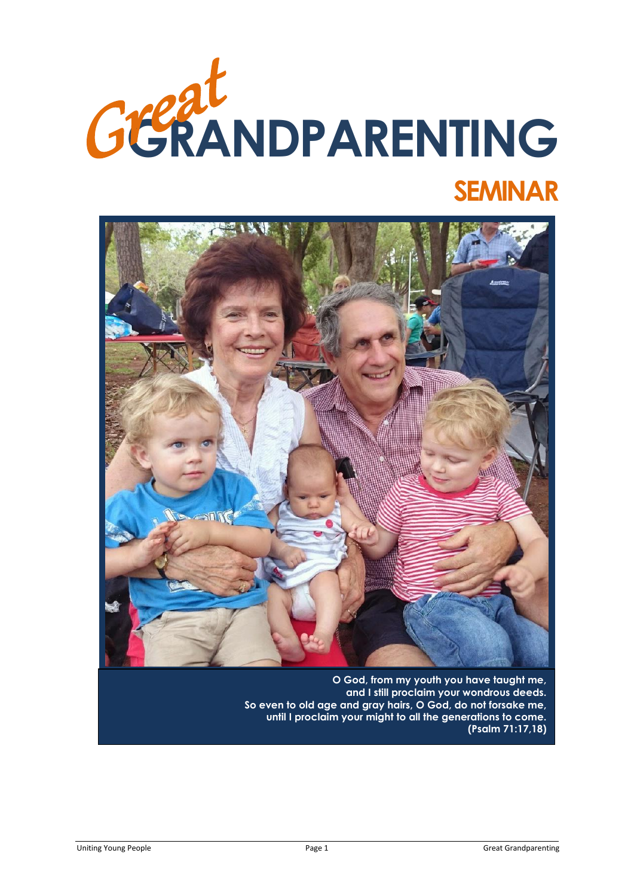# *Great* GRANDPARENTING

## SEMINAR

**O God, from my youth you have taught me,**
**and I still proclaim your wondrous deeds.**
**So even to old age and gray hairs, O God, do not forsake me,**
**until I proclaim your might to all the generations to come.**
**(Psalm 71:17,18)**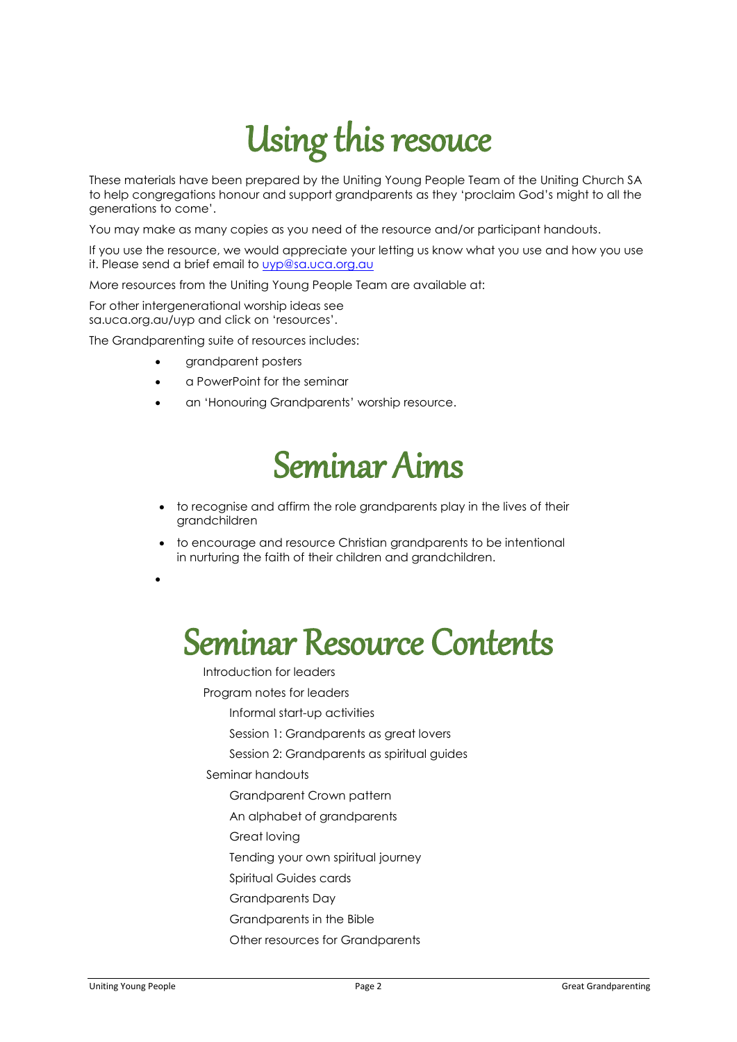# Using this resouce

These materials have been prepared by the Uniting Young People Team of the Uniting Church SA to help congregations honour and support grandparents as they 'proclaim God's might to all the generations to come'.

You may make as many copies as you need of the resource and/or participant handouts.

If you use the resource, we would appreciate your letting us know what you use and how you use it. Please send a brief email to uyp@sa.uca.org.au

More resources from the Uniting Young People Team are available at:

For other intergenerational worship ideas see sa.uca.org.au/uyp and click on 'resources'.

The Grandparenting suite of resources includes:

- grandparent posters
- a PowerPoint for the seminar
- an 'Honouring Grandparents' worship resource.

# Seminar Aims

- to recognise and affirm the role grandparents play in the lives of their grandchildren
- to encourage and resource Christian grandparents to be intentional in nurturing the faith of their children and grandchildren.

# Seminar Resource Contents

Introduction for leaders

Program notes for leaders

- Informal start-up activities
- Session 1: Grandparents as great lovers
- Session 2: Grandparents as spiritual guides

Seminar handouts

- Grandparent Crown pattern
- An alphabet of grandparents
- Great loving
- Tending your own spiritual journey
- Spiritual Guides cards
- Grandparents Day
- Grandparents in the Bible
- Other resources for Grandparents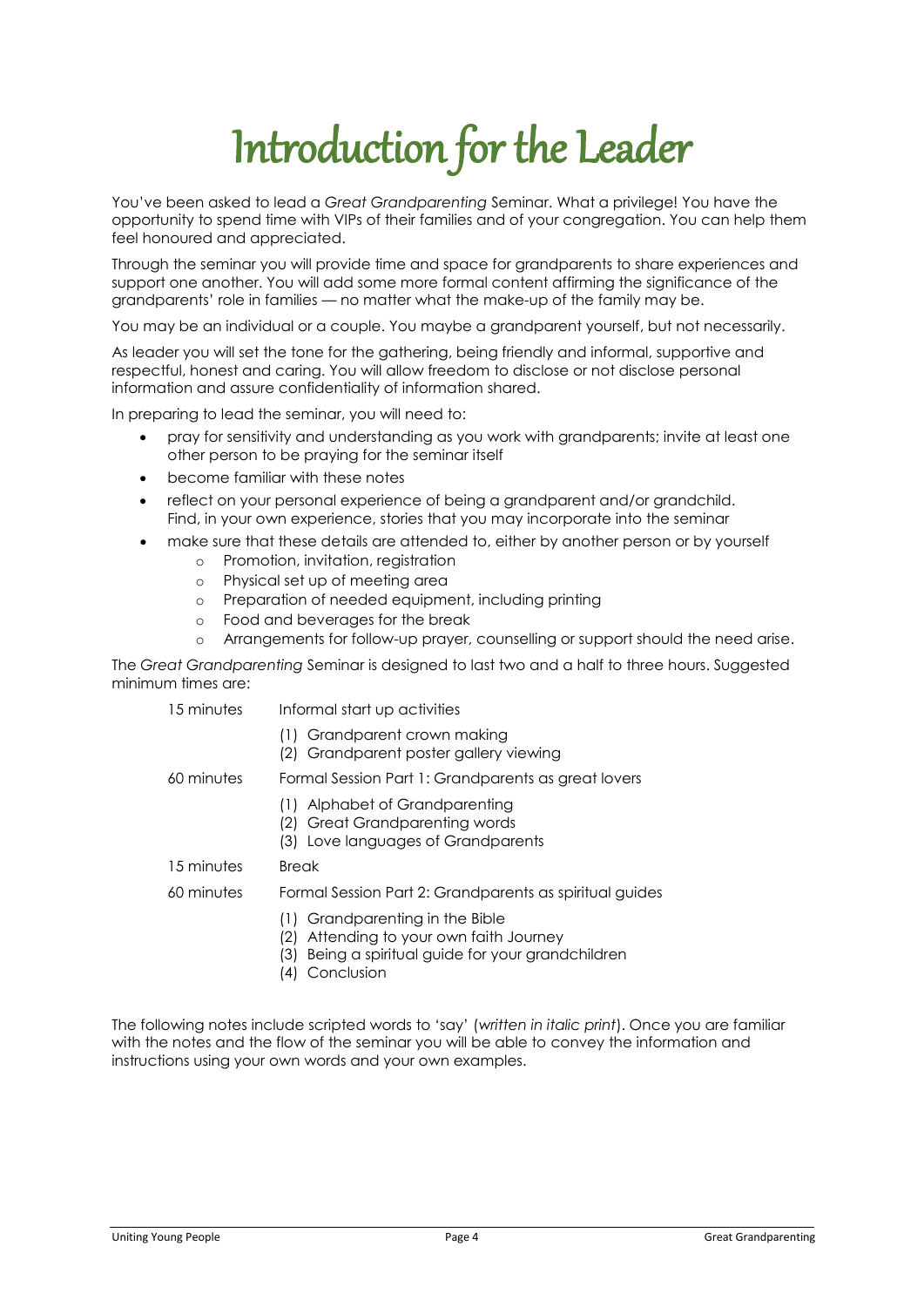# Introduction for the Leader

You've been asked to lead a *Great Grandparenting* Seminar. What a privilege! You have the opportunity to spend time with VIPs of their families and of your congregation. You can help them feel honoured and appreciated.

Through the seminar you will provide time and space for grandparents to share experiences and support one another. You will add some more formal content affirming the significance of the grandparents' role in families — no matter what the make-up of the family may be.

You may be an individual or a couple. You maybe a grandparent yourself, but not necessarily.

As leader you will set the tone for the gathering, being friendly and informal, supportive and respectful, honest and caring. You will allow freedom to disclose or not disclose personal information and assure confidentiality of information shared.

In preparing to lead the seminar, you will need to:

- pray for sensitivity and understanding as you work with grandparents; invite at least one other person to be praying for the seminar itself
- become familiar with these notes
- reflect on your personal experience of being a grandparent and/or grandchild. Find, in your own experience, stories that you may incorporate into the seminar
- make sure that these details are attended to, either by another person or by yourself
  - Promotion, invitation, registration
  - Physical set up of meeting area
  - Preparation of needed equipment, including printing
  - Food and beverages for the break
  - Arrangements for follow-up prayer, counselling or support should the need arise.

The *Great Grandparenting* Seminar is designed to last two and a half to three hours. Suggested minimum times are:

| | |
|---|---|
| 15 minutes | Informal start up activities<br>(1) Grandparent crown making<br>(2) Grandparent poster gallery viewing |
| 60 minutes | Formal Session Part 1: Grandparents as great lovers<br>(1) Alphabet of Grandparenting<br>(2) Great Grandparenting words<br>(3) Love languages of Grandparents |
| 15 minutes | Break |
| 60 minutes | Formal Session Part 2: Grandparents as spiritual guides<br>(1) Grandparenting in the Bible<br>(2) Attending to your own faith Journey<br>(3) Being a spiritual guide for your grandchildren<br>(4) Conclusion |

The following notes include scripted words to 'say' (*written in italic print*). Once you are familiar with the notes and the flow of the seminar you will be able to convey the information and instructions using your own words and your own examples.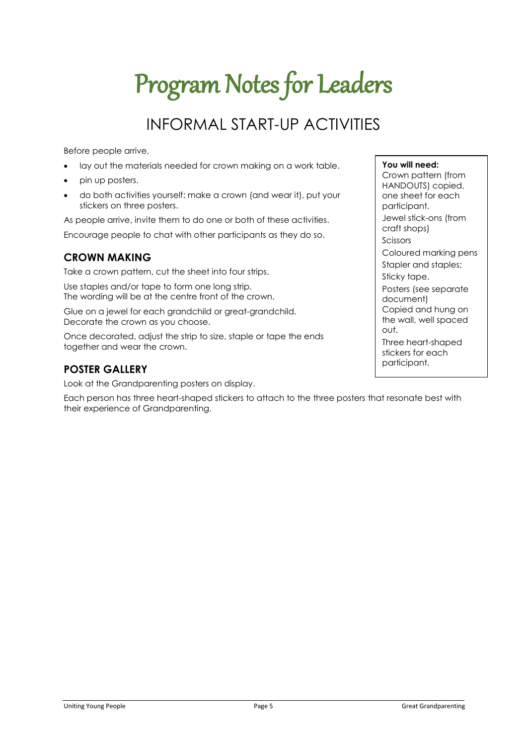# Program Notes for Leaders

## INFORMAL START-UP ACTIVITIES

Before people arrive,

- lay out the materials needed for crown making on a work table.
- pin up posters.
- do both activities yourself: make a crown (and wear it), put your stickers on three posters.

As people arrive, invite them to do one or both of these activities.

Encourage people to chat with other participants as they do so.

**You will need:**
Crown pattern (from HANDOUTS) copied, one sheet for each participant.
Jewel stick-ons (from craft shops)
Scissors
Coloured marking pens
Stapler and staples;
Sticky tape.
Posters (see separate document)
Copied and hung on the wall, well spaced out.
Three heart-shaped stickers for each participant.

### CROWN MAKING

Take a crown pattern, cut the sheet into four strips.

Use staples and/or tape to form one long strip.
The wording will be at the centre front of the crown.

Glue on a jewel for each grandchild or great-grandchild.
Decorate the crown as you choose.

Once decorated, adjust the strip to size, staple or tape the ends together and wear the crown.

### POSTER GALLERY

Look at the Grandparenting posters on display.

Each person has three heart-shaped stickers to attach to the three posters that resonate best with their experience of Grandparenting.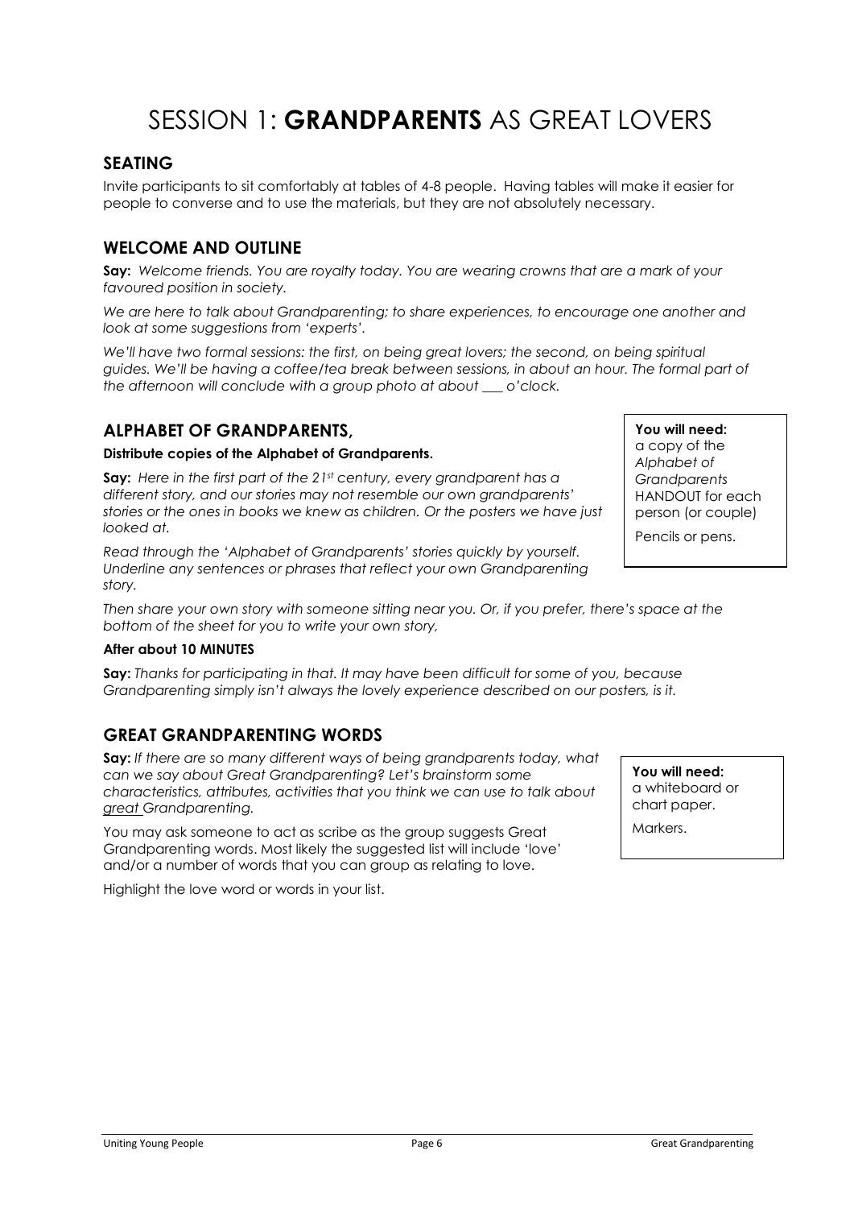# SESSION 1: **GRANDPARENTS** AS GREAT LOVERS

## SEATING

Invite participants to sit comfortably at tables of 4-8 people. Having tables will make it easier for people to converse and to use the materials, but they are not absolutely necessary.

## WELCOME AND OUTLINE

**Say:** *Welcome friends. You are royalty today. You are wearing crowns that are a mark of your favoured position in society.*

*We are here to talk about Grandparenting; to share experiences, to encourage one another and look at some suggestions from 'experts'.*

*We'll have two formal sessions: the first, on being great lovers; the second, on being spiritual guides. We'll be having a coffee/tea break between sessions, in about an hour. The formal part of the afternoon will conclude with a group photo at about ___ o'clock.*

## ALPHABET OF GRANDPARENTS,

**You will need:**
a copy of the *Alphabet of Grandparents* HANDOUT for each person (or couple)

Pencils or pens.

**Distribute copies of the Alphabet of Grandparents.**

**Say:** *Here in the first part of the 21st century, every grandparent has a different story, and our stories may not resemble our own grandparents' stories or the ones in books we knew as children. Or the posters we have just looked at.*

*Read through the 'Alphabet of Grandparents' stories quickly by yourself. Underline any sentences or phrases that reflect your own Grandparenting story.*

*Then share your own story with someone sitting near you. Or, if you prefer, there's space at the bottom of the sheet for you to write your own story,*

**After about 10 MINUTES**

**Say:** *Thanks for participating in that. It may have been difficult for some of you, because Grandparenting simply isn't always the lovely experience described on our posters, is it.*

## GREAT GRANDPARENTING WORDS

**You will need:**
a whiteboard or chart paper.

Markers.

**Say:** *If there are so many different ways of being grandparents today, what can we say about Great Grandparenting? Let's brainstorm some characteristics, attributes, activities that you think we can use to talk about great Grandparenting.*

You may ask someone to act as scribe as the group suggests Great Grandparenting words. Most likely the suggested list will include 'love' and/or a number of words that you can group as relating to love.

Highlight the love word or words in your list.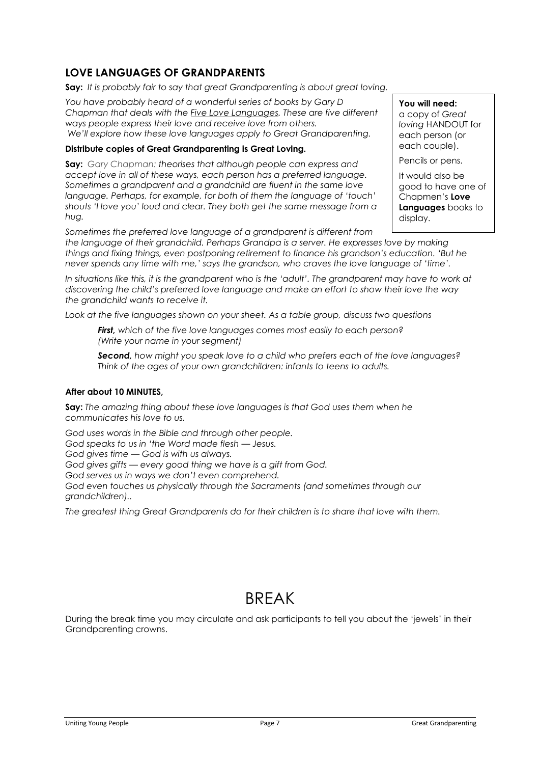## LOVE LANGUAGES OF GRANDPARENTS

**Say:** *It is probably fair to say that great Grandparenting is about great loving.*

*You have probably heard of a wonderful series of books by Gary D Chapman that deals with the Five Love Languages. These are five different ways people express their love and receive love from others. We'll explore how these love languages apply to Great Grandparenting.*

**You will need:**
a copy of *Great loving* HANDOUT for each person (or each couple).

Pencils or pens.

It would also be good to have one of Chapmen's **Love Languages** books to display.

**Distribute copies of Great Grandparenting is Great Loving.**

**Say:** *Gary Chapman: theorises that although people can express and accept love in all of these ways, each person has a preferred language. Sometimes a grandparent and a grandchild are fluent in the same love language. Perhaps, for example, for both of them the language of 'touch' shouts 'I love you' loud and clear. They both get the same message from a hug.*

*Sometimes the preferred love language of a grandparent is different from the language of their grandchild. Perhaps Grandpa is a server. He expresses love by making things and fixing things, even postponing retirement to finance his grandson's education. 'But he never spends any time with me,' says the grandson, who craves the love language of 'time'.*

*In situations like this, it is the grandparent who is the 'adult'. The grandparent may have to work at discovering the child's preferred love language and make an effort to show their love the way the grandchild wants to receive it.*

*Look at the five languages shown on your sheet. As a table group, discuss two questions*

> ***First,*** *which of the five love languages comes most easily to each person? (Write your name in your segment)*
>
> ***Second,*** *how might you speak love to a child who prefers each of the love languages? Think of the ages of your own grandchildren: infants to teens to adults.*

**After about 10 MINUTES,**

**Say:** *The amazing thing about these love languages is that God uses them when he communicates his love to us.*

*God uses words in the Bible and through other people.*
*God speaks to us in 'the Word made flesh — Jesus.*
*God gives time — God is with us always.*
*God gives gifts — every good thing we have is a gift from God.*
*God serves us in ways we don't even comprehend.*
*God even touches us physically through the Sacraments (and sometimes through our grandchildren)..*

*The greatest thing Great Grandparents do for their children is to share that love with them.*

# BREAK

During the break time you may circulate and ask participants to tell you about the 'jewels' in their Grandparenting crowns.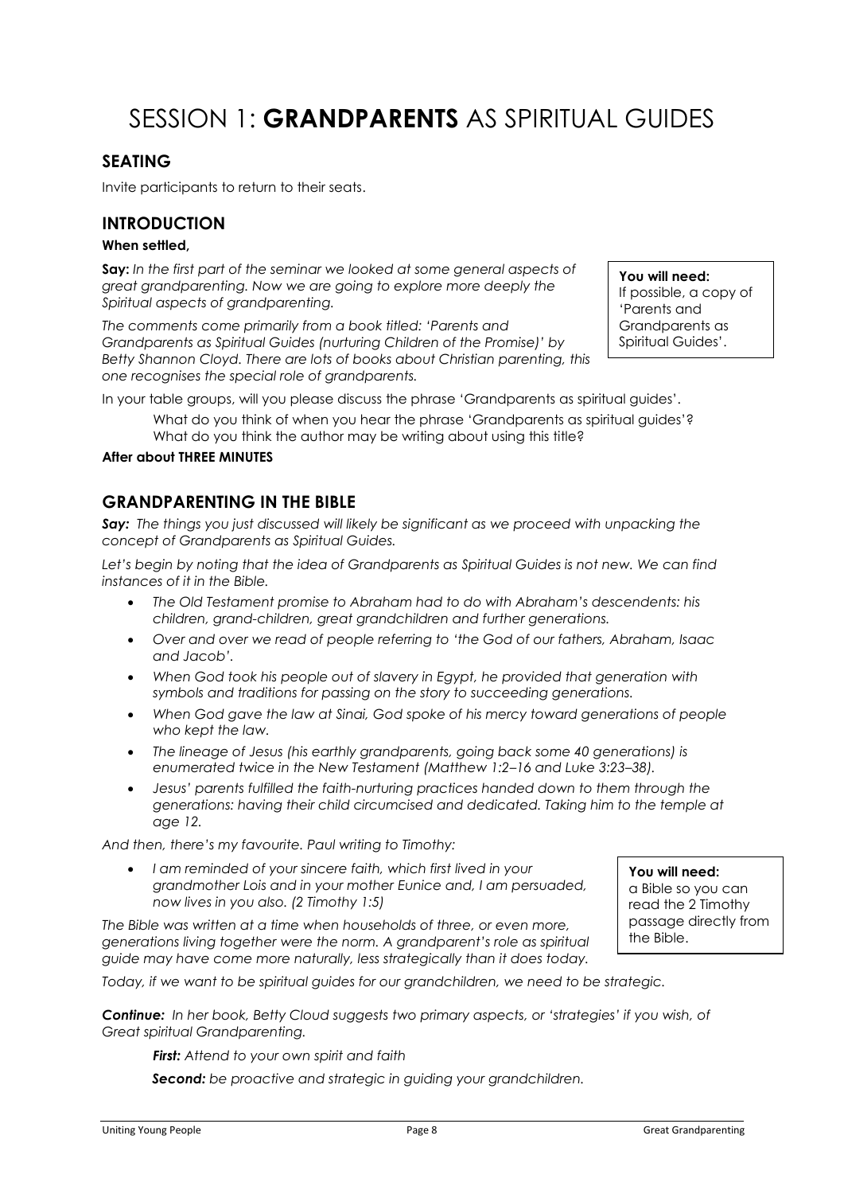# SESSION 1: **GRANDPARENTS** AS SPIRITUAL GUIDES

## SEATING

Invite participants to return to their seats.

## INTRODUCTION

**When settled,**

**Say:** *In the first part of the seminar we looked at some general aspects of great grandparenting. Now we are going to explore more deeply the Spiritual aspects of grandparenting.*

*The comments come primarily from a book titled: 'Parents and Grandparents as Spiritual Guides (nurturing Children of the Promise)' by Betty Shannon Cloyd. There are lots of books about Christian parenting, this one recognises the special role of grandparents.*

> **You will need:**
> If possible, a copy of 'Parents and Grandparents as Spiritual Guides'.

In your table groups, will you please discuss the phrase 'Grandparents as spiritual guides'.

> What do you think of when you hear the phrase 'Grandparents as spiritual guides'?
> What do you think the author may be writing about using this title?

**After about THREE MINUTES**

## GRANDPARENTING IN THE BIBLE

***Say:*** *The things you just discussed will likely be significant as we proceed with unpacking the concept of Grandparents as Spiritual Guides.*

*Let's begin by noting that the idea of Grandparents as Spiritual Guides is not new. We can find instances of it in the Bible.*

- *The Old Testament promise to Abraham had to do with Abraham's descendents: his children, grand-children, great grandchildren and further generations.*
- *Over and over we read of people referring to 'the God of our fathers, Abraham, Isaac and Jacob'.*
- *When God took his people out of slavery in Egypt, he provided that generation with symbols and traditions for passing on the story to succeeding generations.*
- *When God gave the law at Sinai, God spoke of his mercy toward generations of people who kept the law.*
- *The lineage of Jesus (his earthly grandparents, going back some 40 generations) is enumerated twice in the New Testament (Matthew 1:2–16 and Luke 3:23–38).*
- *Jesus' parents fulfilled the faith-nurturing practices handed down to them through the generations: having their child circumcised and dedicated. Taking him to the temple at age 12.*

*And then, there's my favourite. Paul writing to Timothy:*

- *I am reminded of your sincere faith, which first lived in your grandmother Lois and in your mother Eunice and, I am persuaded, now lives in you also. (2 Timothy 1:5)*

> **You will need:**
> a Bible so you can read the 2 Timothy passage directly from the Bible.

*The Bible was written at a time when households of three, or even more, generations living together were the norm. A grandparent's role as spiritual guide may have come more naturally, less strategically than it does today.*

*Today, if we want to be spiritual guides for our grandchildren, we need to be strategic.*

***Continue:*** *In her book, Betty Cloud suggests two primary aspects, or 'strategies' if you wish, of Great spiritual Grandparenting.*

> ***First:*** *Attend to your own spirit and faith*
>
> ***Second:*** *be proactive and strategic in guiding your grandchildren.*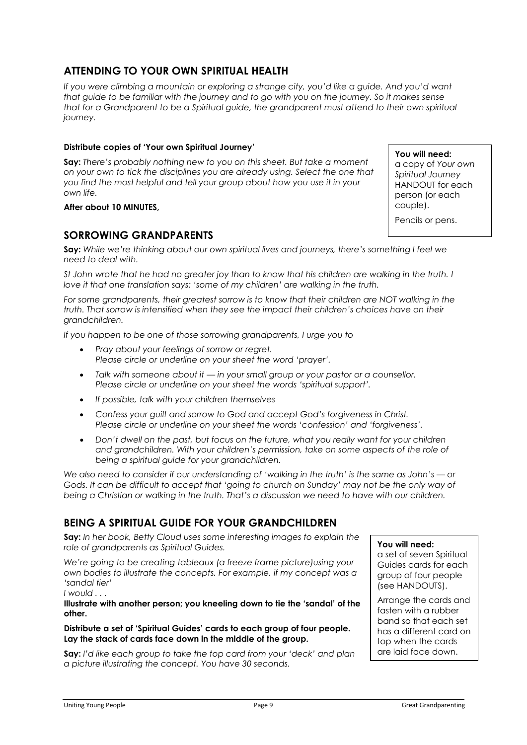## ATTENDING TO YOUR OWN SPIRITUAL HEALTH

*If you were climbing a mountain or exploring a strange city, you'd like a guide. And you'd want that guide to be familiar with the journey and to go with you on the journey. So it makes sense that for a Grandparent to be a Spiritual guide, the grandparent must attend to their own spiritual journey.*

**Distribute copies of 'Your own Spiritual Journey'**

**Say:** *There's probably nothing new to you on this sheet. But take a moment on your own to tick the disciplines you are already using. Select the one that you find the most helpful and tell your group about how you use it in your own life.*

**After about 10 MINUTES,**

> **You will need:**
> a copy of *Your own Spiritual Journey* HANDOUT for each person (or each couple).
>
> Pencils or pens.

## SORROWING GRANDPARENTS

**Say:** *While we're thinking about our own spiritual lives and journeys, there's something I feel we need to deal with.*

*St John wrote that he had no greater joy than to know that his children are walking in the truth. I love it that one translation says: 'some of my children' are walking in the truth.*

*For some grandparents, their greatest sorrow is to know that their children are NOT walking in the truth. That sorrow is intensified when they see the impact their children's choices have on their grandchildren.*

*If you happen to be one of those sorrowing grandparents, I urge you to*

- *Pray about your feelings of sorrow or regret.*
  *Please circle or underline on your sheet the word 'prayer'.*
- *Talk with someone about it — in your small group or your pastor or a counsellor.*
  *Please circle or underline on your sheet the words 'spiritual support'.*
- *If possible, talk with your children themselves*
- *Confess your guilt and sorrow to God and accept God's forgiveness in Christ.*
  *Please circle or underline on your sheet the words 'confession' and 'forgiveness'.*
- *Don't dwell on the past, but focus on the future, what you really want for your children and grandchildren. With your children's permission, take on some aspects of the role of being a spiritual guide for your grandchildren.*

*We also need to consider if our understanding of 'walking in the truth' is the same as John's — or Gods. It can be difficult to accept that 'going to church on Sunday' may not be the only way of being a Christian or walking in the truth. That's a discussion we need to have with our children.*

## BEING A SPIRITUAL GUIDE FOR YOUR GRANDCHILDREN

**Say:** *In her book, Betty Cloud uses some interesting images to explain the role of grandparents as Spiritual Guides.*

*We're going to be creating tableaux (a freeze frame picture)using your own bodies to illustrate the concepts. For example, if my concept was a 'sandal tier'*
*I would . . .*

**Illustrate with another person; you kneeling down to tie the 'sandal' of the other.**

**Distribute a set of 'Spiritual Guides' cards to each group of four people. Lay the stack of cards face down in the middle of the group.**

**Say:** *I'd like each group to take the top card from your 'deck' and plan a picture illustrating the concept. You have 30 seconds.*

> **You will need:**
> a set of seven Spiritual Guides cards for each group of four people (see HANDOUTS).
>
> Arrange the cards and fasten with a rubber band so that each set has a different card on top when the cards are laid face down.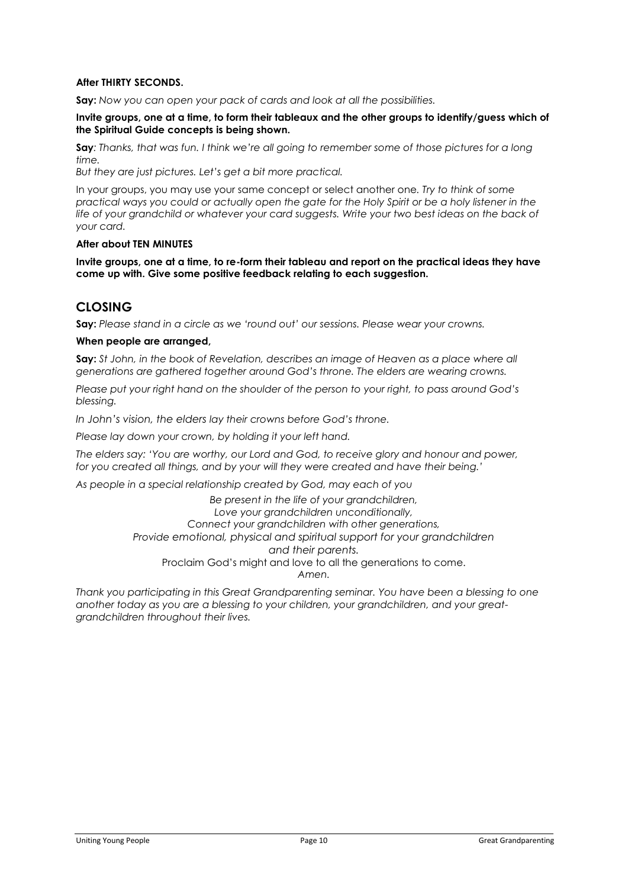**After THIRTY SECONDS.**

**Say:** *Now you can open your pack of cards and look at all the possibilities.*

**Invite groups, one at a time, to form their tableaux and the other groups to identify/guess which of the Spiritual Guide concepts is being shown.**

**Say**: *Thanks, that was fun. I think we're all going to remember some of those pictures for a long time.*
*But they are just pictures. Let's get a bit more practical.*

In your groups, you may use your same concept or select another one. *Try to think of some practical ways you could or actually open the gate for the Holy Spirit or be a holy listener in the life of your grandchild or whatever your card suggests. Write your two best ideas on the back of your card.*

**After about TEN MINUTES**

**Invite groups, one at a time, to re-form their tableau and report on the practical ideas they have come up with. Give some positive feedback relating to each suggestion.**

## CLOSING

**Say:** *Please stand in a circle as we 'round out' our sessions. Please wear your crowns.*

**When people are arranged,**

**Say:** *St John, in the book of Revelation, describes an image of Heaven as a place where all generations are gathered together around God's throne. The elders are wearing crowns.*

*Please put your right hand on the shoulder of the person to your right, to pass around God's blessing.*

*In John's vision, the elders lay their crowns before God's throne.*

*Please lay down your crown, by holding it your left hand.*

*The elders say: 'You are worthy, our Lord and God, to receive glory and honour and power, for you created all things, and by your will they were created and have their being.'*

*As people in a special relationship created by God, may each of you*

*Be present in the life of your grandchildren,*
*Love your grandchildren unconditionally,*
*Connect your grandchildren with other generations,*
*Provide emotional, physical and spiritual support for your grandchildren and their parents.*
Proclaim God's might and love to all the generations to come.
*Amen.*

*Thank you participating in this Great Grandparenting seminar. You have been a blessing to one another today as you are a blessing to your children, your grandchildren, and your great-grandchildren throughout their lives.*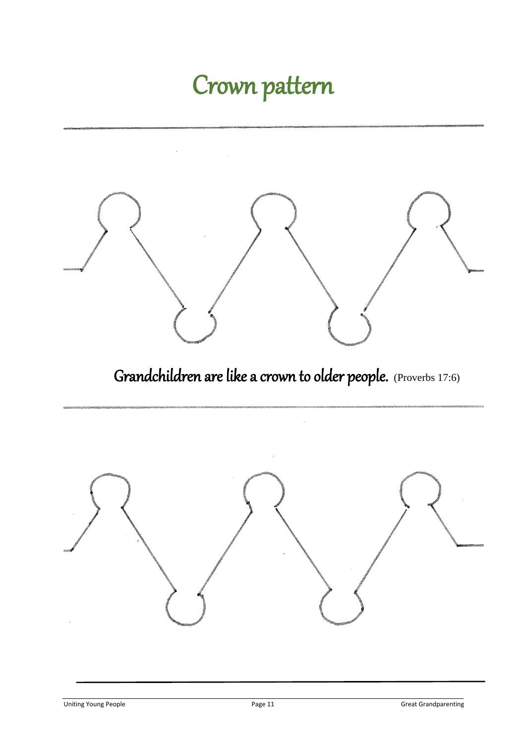# Crown pattern

Grandchildren are like a crown to older people. (Proverbs 17:6)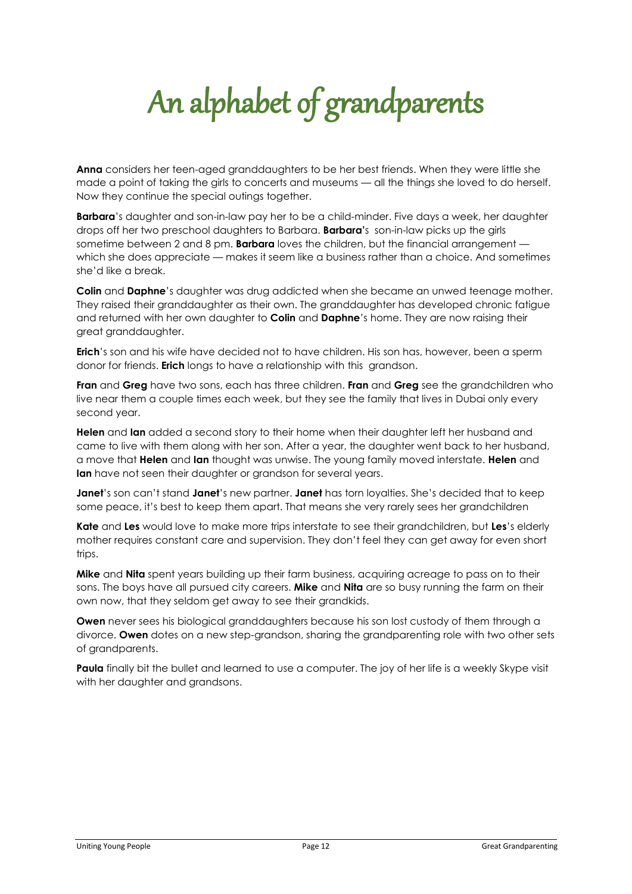# An alphabet of grandparents

**Anna** considers her teen-aged granddaughters to be her best friends. When they were little she made a point of taking the girls to concerts and museums — all the things she loved to do herself. Now they continue the special outings together.

**Barbara**'s daughter and son-in-law pay her to be a child-minder. Five days a week, her daughter drops off her two preschool daughters to Barbara. **Barbara**'s son-in-law picks up the girls sometime between 2 and 8 pm. **Barbara** loves the children, but the financial arrangement — which she does appreciate — makes it seem like a business rather than a choice. And sometimes she'd like a break.

**Colin** and **Daphne**'s daughter was drug addicted when she became an unwed teenage mother. They raised their granddaughter as their own. The granddaughter has developed chronic fatigue and returned with her own daughter to **Colin** and **Daphne**'s home. They are now raising their great granddaughter.

**Erich**'s son and his wife have decided not to have children. His son has, however, been a sperm donor for friends. **Erich** longs to have a relationship with this grandson.

**Fran** and **Greg** have two sons, each has three children. **Fran** and **Greg** see the grandchildren who live near them a couple times each week, but they see the family that lives in Dubai only every second year.

**Helen** and **Ian** added a second story to their home when their daughter left her husband and came to live with them along with her son. After a year, the daughter went back to her husband, a move that **Helen** and **Ian** thought was unwise. The young family moved interstate. **Helen** and **Ian** have not seen their daughter or grandson for several years.

**Janet**'s son can't stand **Janet**'s new partner. **Janet** has torn loyalties. She's decided that to keep some peace, it's best to keep them apart. That means she very rarely sees her grandchildren

**Kate** and **Les** would love to make more trips interstate to see their grandchildren, but **Les**'s elderly mother requires constant care and supervision. They don't feel they can get away for even short trips.

**Mike** and **Nita** spent years building up their farm business, acquiring acreage to pass on to their sons. The boys have all pursued city careers. **Mike** and **Nita** are so busy running the farm on their own now, that they seldom get away to see their grandkids.

**Owen** never sees his biological granddaughters because his son lost custody of them through a divorce. **Owen** dotes on a new step-grandson, sharing the grandparenting role with two other sets of grandparents.

**Paula** finally bit the bullet and learned to use a computer. The joy of her life is a weekly Skype visit with her daughter and grandsons.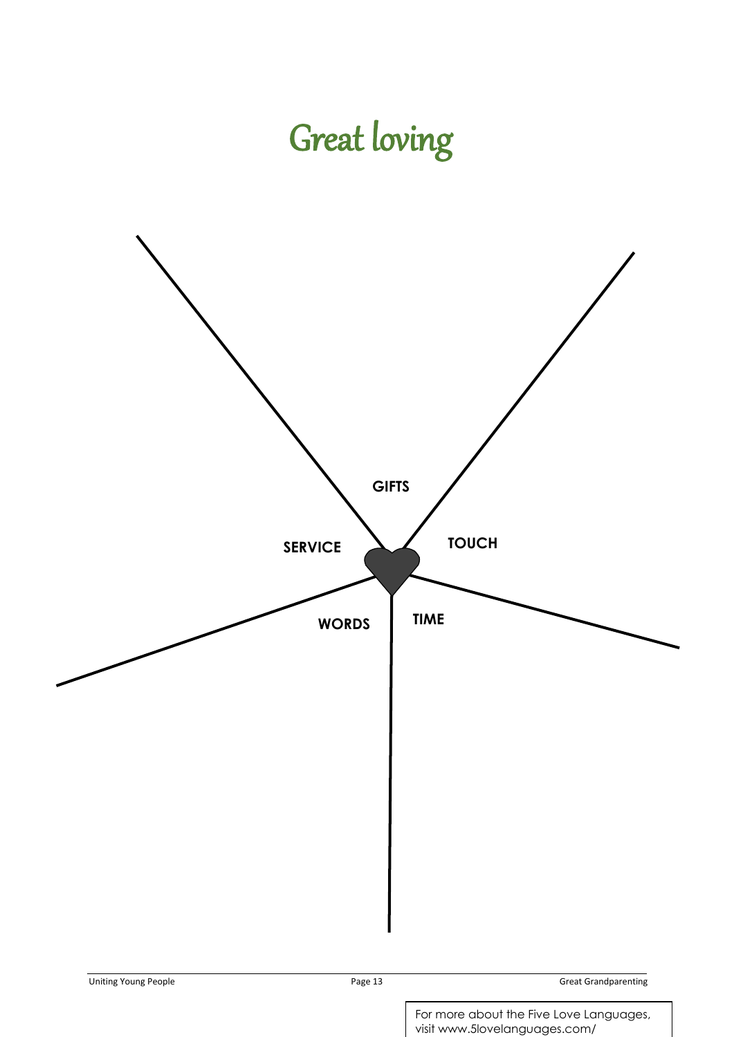# Great loving

GIFTS

SERVICE

TOUCH

WORDS

TIME

For more about the Five Love Languages, visit www.5lovelanguages.com/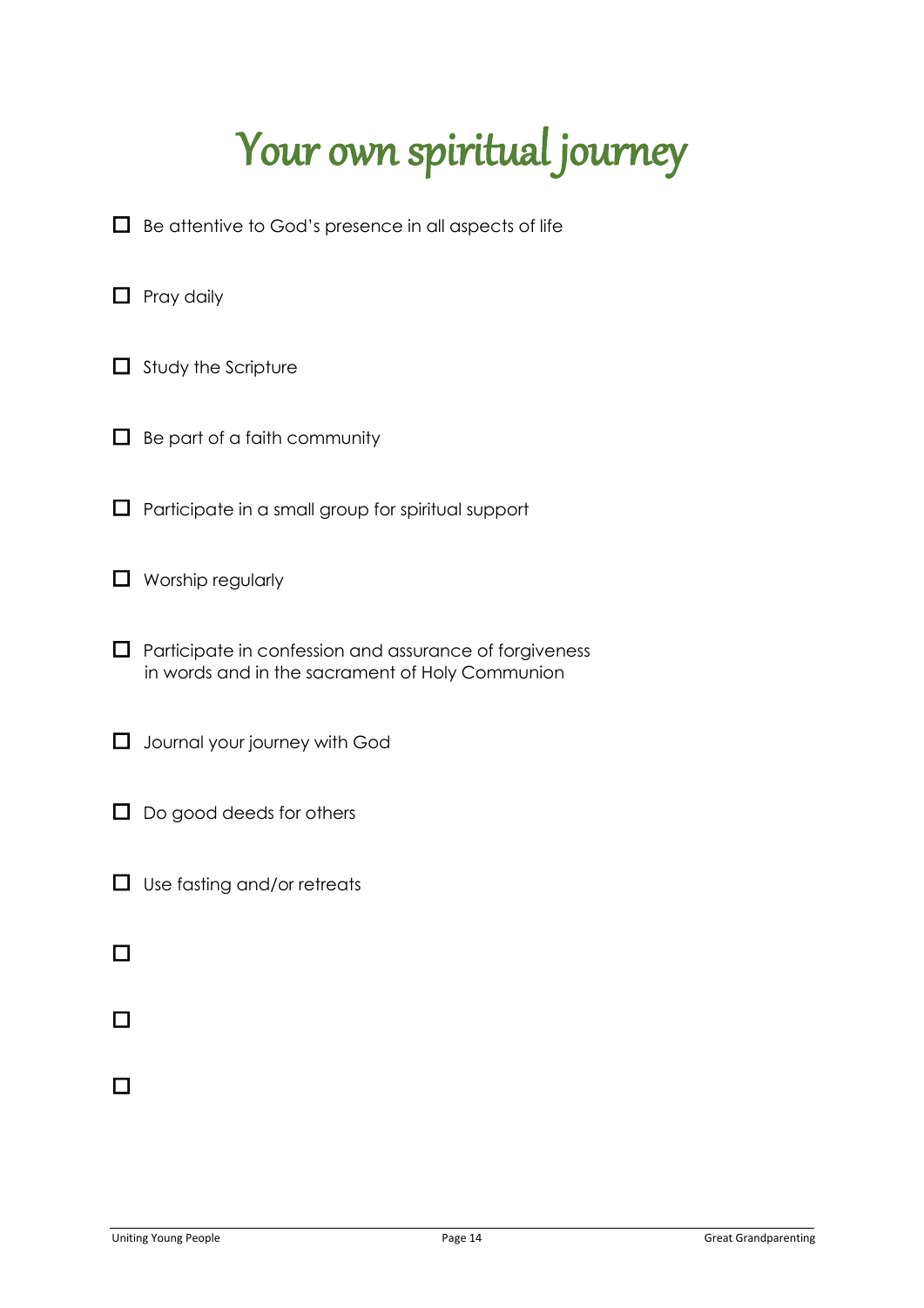# Your own spiritual journey

- [ ] Be attentive to God's presence in all aspects of life
- [ ] Pray daily
- [ ] Study the Scripture
- [ ] Be part of a faith community
- [ ] Participate in a small group for spiritual support
- [ ] Worship regularly
- [ ] Participate in confession and assurance of forgiveness in words and in the sacrament of Holy Communion
- [ ] Journal your journey with God
- [ ] Do good deeds for others
- [ ] Use fasting and/or retreats
- [ ] 
- [ ] 
- [ ]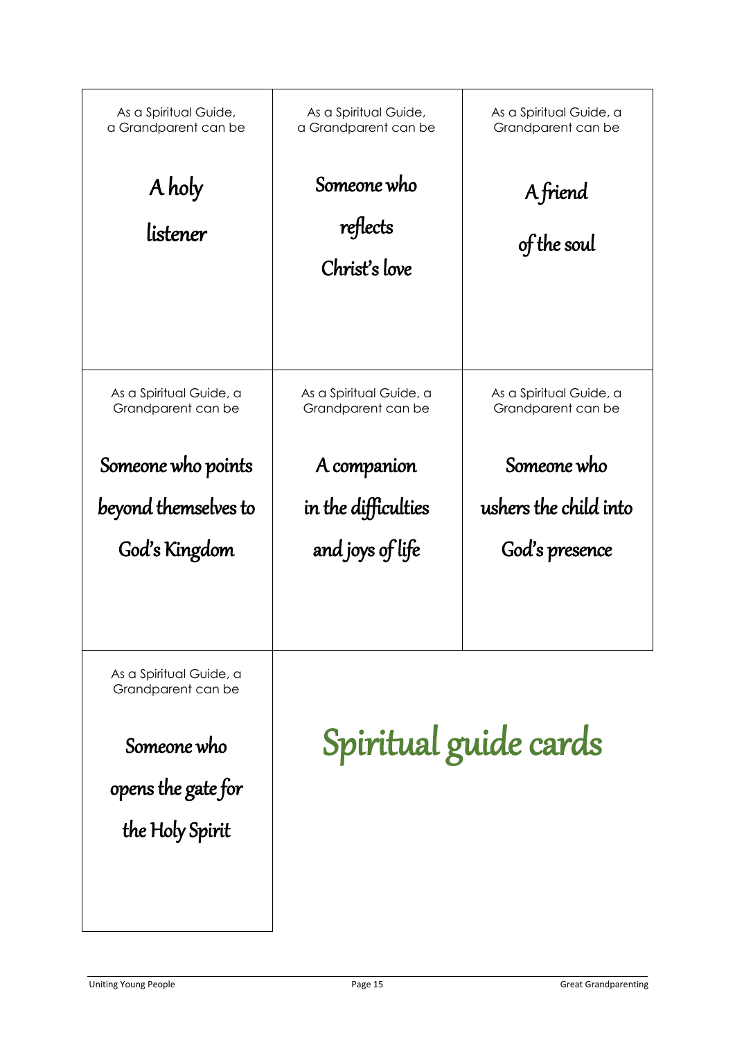# Spiritual guide cards

| | | |
|---|---|---|
| As a Spiritual Guide, a Grandparent can be<br><br>**A holy listener** | As a Spiritual Guide, a Grandparent can be<br><br>**Someone who reflects Christ's love** | As a Spiritual Guide, a Grandparent can be<br><br>**A friend of the soul** |
| As a Spiritual Guide, a Grandparent can be<br><br>**Someone who points beyond themselves to God's Kingdom** | As a Spiritual Guide, a Grandparent can be<br><br>**A companion in the difficulties and joys of life** | As a Spiritual Guide, a Grandparent can be<br><br>**Someone who ushers the child into God's presence** |
| As a Spiritual Guide, a Grandparent can be<br><br>**Someone who opens the gate for the Holy Spirit** | | |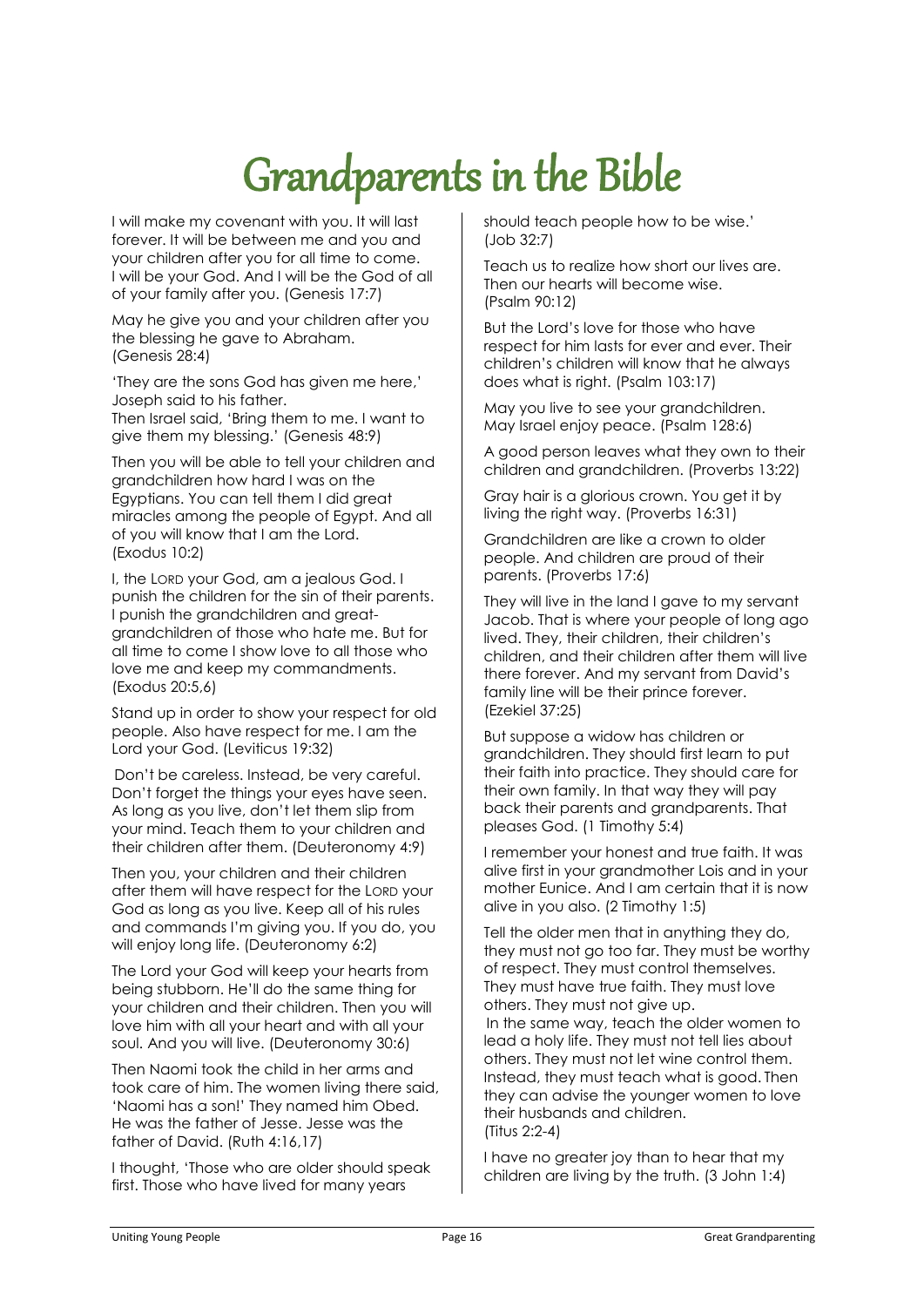# Grandparents in the Bible

I will make my covenant with you. It will last forever. It will be between me and you and your children after you for all time to come. I will be your God. And I will be the God of all of your family after you. (Genesis 17:7)

May he give you and your children after you the blessing he gave to Abraham. (Genesis 28:4)

'They are the sons God has given me here,' Joseph said to his father.
Then Israel said, 'Bring them to me. I want to give them my blessing.' (Genesis 48:9)

Then you will be able to tell your children and grandchildren how hard I was on the Egyptians. You can tell them I did great miracles among the people of Egypt. And all of you will know that I am the Lord. (Exodus 10:2)

I, the LORD your God, am a jealous God. I punish the children for the sin of their parents. I punish the grandchildren and great-grandchildren of those who hate me. But for all time to come I show love to all those who love me and keep my commandments. (Exodus 20:5,6)

Stand up in order to show your respect for old people. Also have respect for me. I am the Lord your God. (Leviticus 19:32)

Don't be careless. Instead, be very careful. Don't forget the things your eyes have seen. As long as you live, don't let them slip from your mind. Teach them to your children and their children after them. (Deuteronomy 4:9)

Then you, your children and their children after them will have respect for the LORD your God as long as you live. Keep all of his rules and commands I'm giving you. If you do, you will enjoy long life. (Deuteronomy 6:2)

The Lord your God will keep your hearts from being stubborn. He'll do the same thing for your children and their children. Then you will love him with all your heart and with all your soul. And you will live. (Deuteronomy 30:6)

Then Naomi took the child in her arms and took care of him. The women living there said, 'Naomi has a son!' They named him Obed. He was the father of Jesse. Jesse was the father of David. (Ruth 4:16,17)

I thought, 'Those who are older should speak first. Those who have lived for many years should teach people how to be wise.' (Job 32:7)

Teach us to realize how short our lives are. Then our hearts will become wise. (Psalm 90:12)

But the Lord's love for those who have respect for him lasts for ever and ever. Their children's children will know that he always does what is right. (Psalm 103:17)

May you live to see your grandchildren. May Israel enjoy peace. (Psalm 128:6)

A good person leaves what they own to their children and grandchildren. (Proverbs 13:22)

Gray hair is a glorious crown. You get it by living the right way. (Proverbs 16:31)

Grandchildren are like a crown to older people. And children are proud of their parents. (Proverbs 17:6)

They will live in the land I gave to my servant Jacob. That is where your people of long ago lived. They, their children, their children's children, and their children after them will live there forever. And my servant from David's family line will be their prince forever. (Ezekiel 37:25)

But suppose a widow has children or grandchildren. They should first learn to put their faith into practice. They should care for their own family. In that way they will pay back their parents and grandparents. That pleases God. (1 Timothy 5:4)

I remember your honest and true faith. It was alive first in your grandmother Lois and in your mother Eunice. And I am certain that it is now alive in you also. (2 Timothy 1:5)

Tell the older men that in anything they do, they must not go too far. They must be worthy of respect. They must control themselves. They must have true faith. They must love others. They must not give up.
In the same way, teach the older women to lead a holy life. They must not tell lies about others. They must not let wine control them. Instead, they must teach what is good. Then they can advise the younger women to love their husbands and children. (Titus 2:2-4)

I have no greater joy than to hear that my children are living by the truth. (3 John 1:4)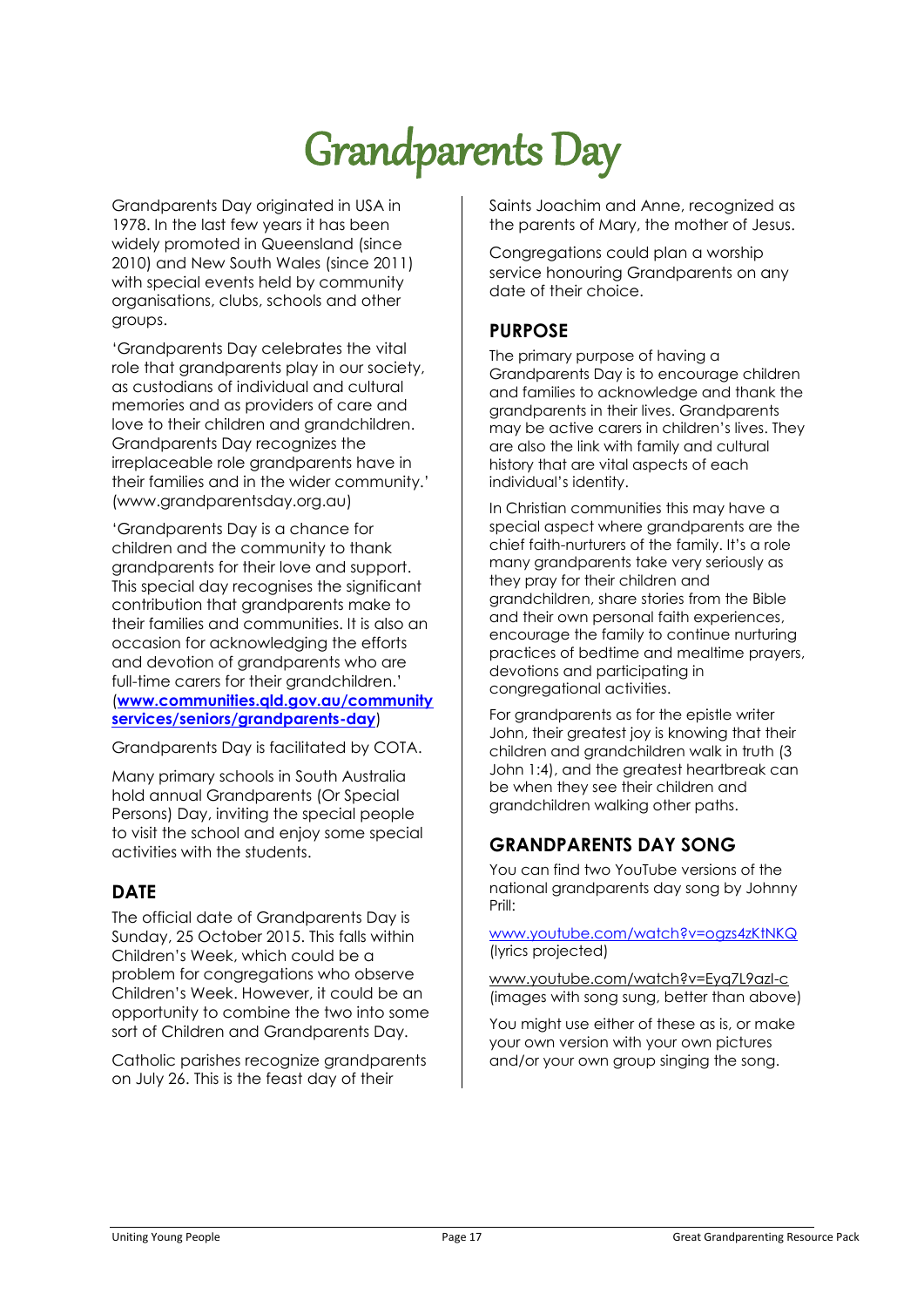# Grandparents Day

Grandparents Day originated in USA in 1978. In the last few years it has been widely promoted in Queensland (since 2010) and New South Wales (since 2011) with special events held by community organisations, clubs, schools and other groups.

'Grandparents Day celebrates the vital role that grandparents play in our society, as custodians of individual and cultural memories and as providers of care and love to their children and grandchildren. Grandparents Day recognizes the irreplaceable role grandparents have in their families and in the wider community.' (www.grandparentsday.org.au)

'Grandparents Day is a chance for children and the community to thank grandparents for their love and support. This special day recognises the significant contribution that grandparents make to their families and communities. It is also an occasion for acknowledging the efforts and devotion of grandparents who are full-time carers for their grandchildren.' (**www.communities.qld.gov.au/community services/seniors/grandparents-day**)

Grandparents Day is facilitated by COTA.

Many primary schools in South Australia hold annual Grandparents (Or Special Persons) Day, inviting the special people to visit the school and enjoy some special activities with the students.

## DATE

The official date of Grandparents Day is Sunday, 25 October 2015. This falls within Children's Week, which could be a problem for congregations who observe Children's Week. However, it could be an opportunity to combine the two into some sort of Children and Grandparents Day.

Catholic parishes recognize grandparents on July 26. This is the feast day of their Saints Joachim and Anne, recognized as the parents of Mary, the mother of Jesus.

Congregations could plan a worship service honouring Grandparents on any date of their choice.

## PURPOSE

The primary purpose of having a Grandparents Day is to encourage children and families to acknowledge and thank the grandparents in their lives. Grandparents may be active carers in children's lives. They are also the link with family and cultural history that are vital aspects of each individual's identity.

In Christian communities this may have a special aspect where grandparents are the chief faith-nurturers of the family. It's a role many grandparents take very seriously as they pray for their children and grandchildren, share stories from the Bible and their own personal faith experiences, encourage the family to continue nurturing practices of bedtime and mealtime prayers, devotions and participating in congregational activities.

For grandparents as for the epistle writer John, their greatest joy is knowing that their children and grandchildren walk in truth (3 John 1:4), and the greatest heartbreak can be when they see their children and grandchildren walking other paths.

## GRANDPARENTS DAY SONG

You can find two YouTube versions of the national grandparents day song by Johnny Prill:

www.youtube.com/watch?v=ogzs4zKtNKQ (lyrics projected)

www.youtube.com/watch?v=Eyq7L9azl-c (images with song sung, better than above)

You might use either of these as is, or make your own version with your own pictures and/or your own group singing the song.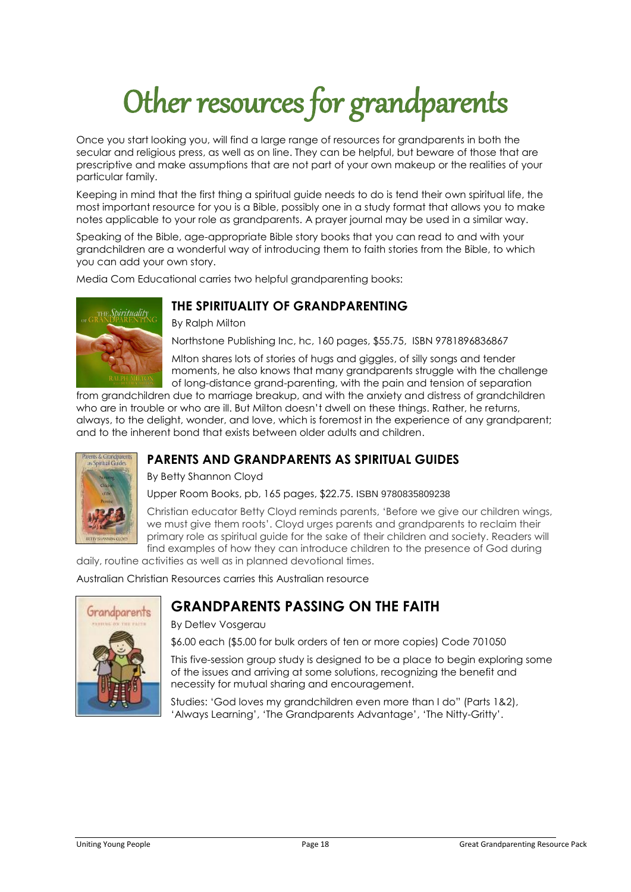# Other resources for grandparents

Once you start looking you, will find a large range of resources for grandparents in both the secular and religious press, as well as on line. They can be helpful, but beware of those that are prescriptive and make assumptions that are not part of your own makeup or the realities of your particular family.

Keeping in mind that the first thing a spiritual guide needs to do is tend their own spiritual life, the most important resource for you is a Bible, possibly one in a study format that allows you to make notes applicable to your role as grandparents. A prayer journal may be used in a similar way.

Speaking of the Bible, age-appropriate Bible story books that you can read to and with your grandchildren are a wonderful way of introducing them to faith stories from the Bible, to which you can add your own story.

Media Com Educational carries two helpful grandparenting books:

## THE SPIRITUALITY OF GRANDPARENTING

By Ralph Milton

Northstone Publishing Inc, hc, 160 pages, $55.75, ISBN 9781896836867

Mlton shares lots of stories of hugs and giggles, of silly songs and tender moments, he also knows that many grandparents struggle with the challenge of long-distance grand-parenting, with the pain and tension of separation from grandchildren due to marriage breakup, and with the anxiety and distress of grandchildren who are in trouble or who are ill. But Milton doesn't dwell on these things. Rather, he returns, always, to the delight, wonder, and love, which is foremost in the experience of any grandparent; and to the inherent bond that exists between older adults and children.

## PARENTS AND GRANDPARENTS AS SPIRITUAL GUIDES

By Betty Shannon Cloyd

Upper Room Books, pb, 165 pages, $22.75. ISBN 9780835809238

Christian educator Betty Cloyd reminds parents, 'Before we give our children wings, we must give them roots'. Cloyd urges parents and grandparents to reclaim their primary role as spiritual guide for the sake of their children and society. Readers will find examples of how they can introduce children to the presence of God during daily, routine activities as well as in planned devotional times.

Australian Christian Resources carries this Australian resource

## GRANDPARENTS PASSING ON THE FAITH

By Detlev Vosgerau

$6.00 each ($5.00 for bulk orders of ten or more copies) Code 701050

This five-session group study is designed to be a place to begin exploring some of the issues and arriving at some solutions, recognizing the benefit and necessity for mutual sharing and encouragement.

Studies: 'God loves my grandchildren even more than I do" (Parts 1&2), 'Always Learning', 'The Grandparents Advantage', 'The Nitty-Gritty'.